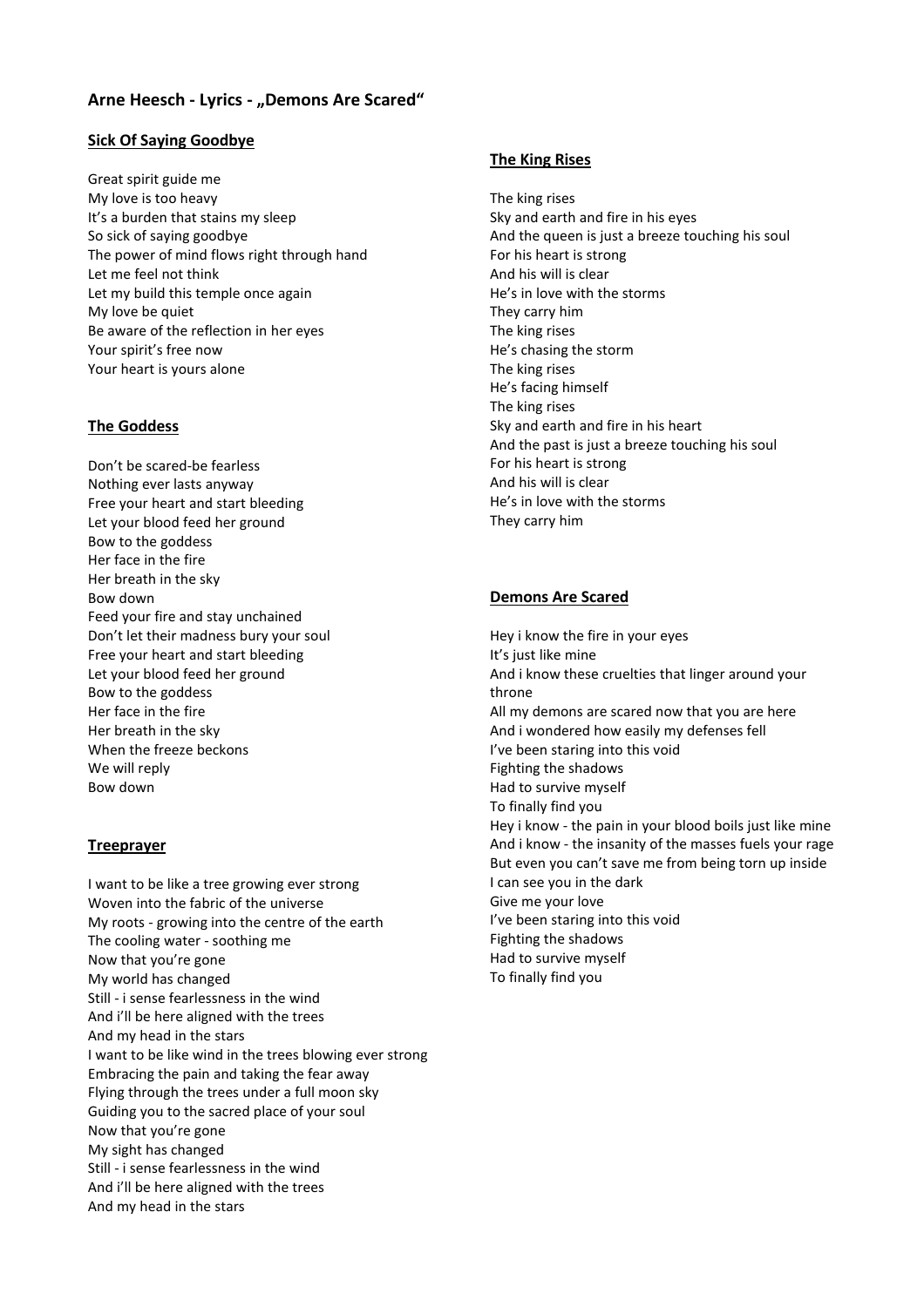# Arne Heesch - Lyrics - „Demons Are Scared“

## Sick Of Saying Goodbye

Great spirit guide me
My love is too heavy
It’s a burden that stains my sleep
So sick of saying goodbye
The power of mind flows right through hand
Let me feel not think
Let my build this temple once again
My love be quiet
Be aware of the reflection in her eyes
Your spirit’s free now
Your heart is yours alone

## The Goddess

Don’t be scared-be fearless
Nothing ever lasts anyway
Free your heart and start bleeding
Let your blood feed her ground
Bow to the goddess
Her face in the fire
Her breath in the sky
Bow down
Feed your fire and stay unchained
Don’t let their madness bury your soul
Free your heart and start bleeding
Let your blood feed her ground
Bow to the goddess
Her face in the fire
Her breath in the sky
When the freeze beckons
We will reply
Bow down

## Treeprayer

I want to be like a tree growing ever strong
Woven into the fabric of the universe
My roots - growing into the centre of the earth
The cooling water - soothing me
Now that you’re gone
My world has changed
Still - i sense fearlessness in the wind
And i’ll be here aligned with the trees
And my head in the stars
I want to be like wind in the trees blowing ever strong
Embracing the pain and taking the fear away
Flying through the trees under a full moon sky
Guiding you to the sacred place of your soul
Now that you’re gone
My sight has changed
Still - i sense fearlessness in the wind
And i’ll be here aligned with the trees
And my head in the stars

## The King Rises

The king rises
Sky and earth and fire in his eyes
And the queen is just a breeze touching his soul
For his heart is strong
And his will is clear
He’s in love with the storms
They carry him
The king rises
He’s chasing the storm
The king rises
He’s facing himself
The king rises
Sky and earth and fire in his heart
And the past is just a breeze touching his soul
For his heart is strong
And his will is clear
He’s in love with the storms
They carry him

## Demons Are Scared

Hey i know the fire in your eyes
It’s just like mine
And i know these cruelties that linger around your throne
All my demons are scared now that you are here
And i wondered how easily my defenses fell
I’ve been staring into this void
Fighting the shadows
Had to survive myself
To finally find you
Hey i know - the pain in your blood boils just like mine
And i know - the insanity of the masses fuels your rage
But even you can’t save me from being torn up inside
I can see you in the dark
Give me your love
I’ve been staring into this void
Fighting the shadows
Had to survive myself
To finally find you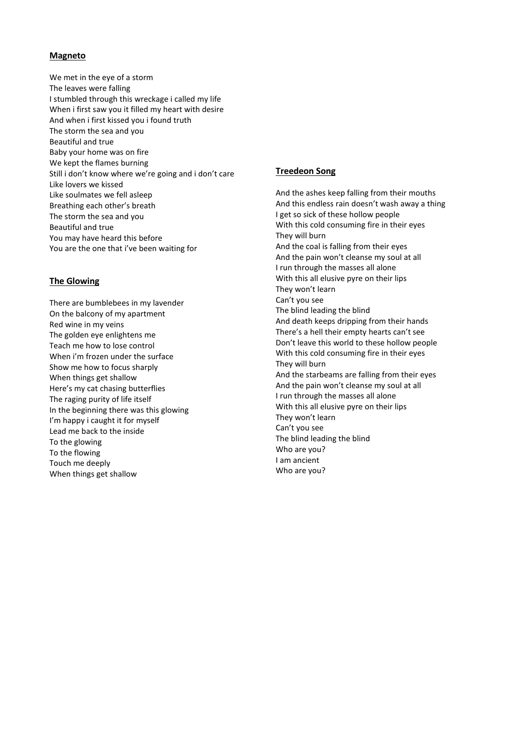## Magneto

We met in the eye of a storm
The leaves were falling
I stumbled through this wreckage i called my life
When i first saw you it filled my heart with desire
And when i first kissed you i found truth
The storm the sea and you
Beautiful and true
Baby your home was on fire
We kept the flames burning
Still i don't know where we're going and i don't care
Like lovers we kissed
Like soulmates we fell asleep
Breathing each other's breath
The storm the sea and you
Beautiful and true
You may have heard this before
You are the one that i've been waiting for

## The Glowing

There are bumblebees in my lavender
On the balcony of my apartment
Red wine in my veins
The golden eye enlightens me
Teach me how to lose control
When i'm frozen under the surface
Show me how to focus sharply
When things get shallow
Here's my cat chasing butterflies
The raging purity of life itself
In the beginning there was this glowing
I'm happy i caught it for myself
Lead me back to the inside
To the glowing
To the flowing
Touch me deeply
When things get shallow

## Treedeon Song

And the ashes keep falling from their mouths
And this endless rain doesn't wash away a thing
I get so sick of these hollow people
With this cold consuming fire in their eyes
They will burn
And the coal is falling from their eyes
And the pain won't cleanse my soul at all
I run through the masses all alone
With this all elusive pyre on their lips
They won't learn
Can't you see
The blind leading the blind
And death keeps dripping from their hands
There's a hell their empty hearts can't see
Don't leave this world to these hollow people
With this cold consuming fire in their eyes
They will burn
And the starbeams are falling from their eyes
And the pain won't cleanse my soul at all
I run through the masses all alone
With this all elusive pyre on their lips
They won't learn
Can't you see
The blind leading the blind
Who are you?
I am ancient
Who are you?